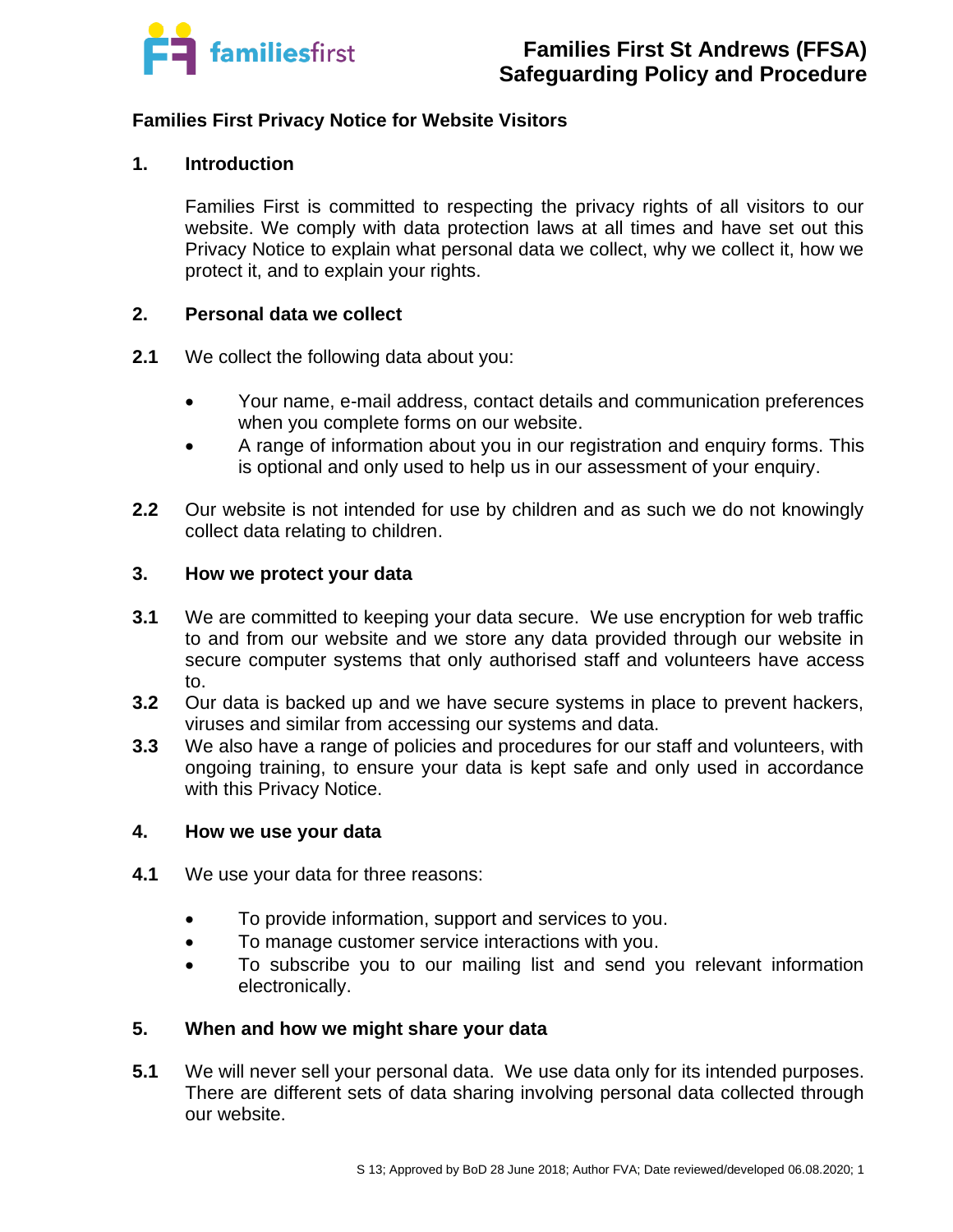# Families First Privacy Notice for Website Visitors

## 1. Introduction

Families First is committed to respecting the privacy rights of all visitors to our website. We comply with data protection laws at all times and have set out this Privacy Notice to explain what personal data we collect, why we collect it, how we protect it, and to explain your rights.

## 2. Personal data we collect

**2.1** We collect the following data about you:

- Your name, e-mail address, contact details and communication preferences when you complete forms on our website.
- A range of information about you in our registration and enquiry forms. This is optional and only used to help us in our assessment of your enquiry.

**2.2** Our website is not intended for use by children and as such we do not knowingly collect data relating to children.

## 3. How we protect your data

**3.1** We are committed to keeping your data secure. We use encryption for web traffic to and from our website and we store any data provided through our website in secure computer systems that only authorised staff and volunteers have access to.

**3.2** Our data is backed up and we have secure systems in place to prevent hackers, viruses and similar from accessing our systems and data.

**3.3** We also have a range of policies and procedures for our staff and volunteers, with ongoing training, to ensure your data is kept safe and only used in accordance with this Privacy Notice.

## 4. How we use your data

**4.1** We use your data for three reasons:

- To provide information, support and services to you.
- To manage customer service interactions with you.
- To subscribe you to our mailing list and send you relevant information electronically.

## 5. When and how we might share your data

**5.1** We will never sell your personal data. We use data only for its intended purposes. There are different sets of data sharing involving personal data collected through our website.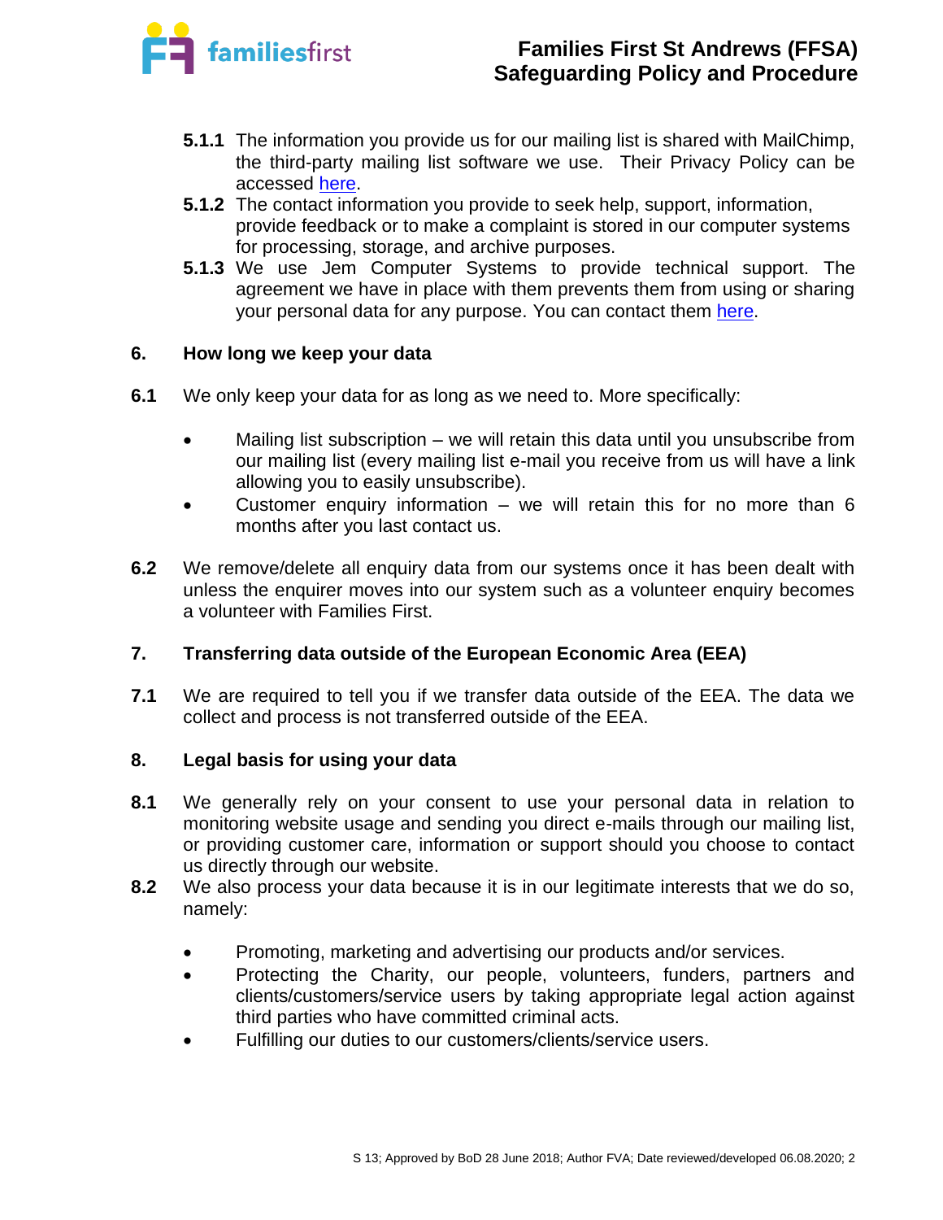**5.1.1** The information you provide us for our mailing list is shared with MailChimp, the third-party mailing list software we use. Their Privacy Policy can be accessed here.

**5.1.2** The contact information you provide to seek help, support, information, provide feedback or to make a complaint is stored in our computer systems for processing, storage, and archive purposes.

**5.1.3** We use Jem Computer Systems to provide technical support. The agreement we have in place with them prevents them from using or sharing your personal data for any purpose. You can contact them here.

## 6. How long we keep your data

**6.1** We only keep your data for as long as we need to. More specifically:

- Mailing list subscription – we will retain this data until you unsubscribe from our mailing list (every mailing list e-mail you receive from us will have a link allowing you to easily unsubscribe).
- Customer enquiry information – we will retain this for no more than 6 months after you last contact us.

**6.2** We remove/delete all enquiry data from our systems once it has been dealt with unless the enquirer moves into our system such as a volunteer enquiry becomes a volunteer with Families First.

## 7. Transferring data outside of the European Economic Area (EEA)

**7.1** We are required to tell you if we transfer data outside of the EEA. The data we collect and process is not transferred outside of the EEA.

## 8. Legal basis for using your data

**8.1** We generally rely on your consent to use your personal data in relation to monitoring website usage and sending you direct e-mails through our mailing list, or providing customer care, information or support should you choose to contact us directly through our website.

**8.2** We also process your data because it is in our legitimate interests that we do so, namely:

- Promoting, marketing and advertising our products and/or services.
- Protecting the Charity, our people, volunteers, funders, partners and clients/customers/service users by taking appropriate legal action against third parties who have committed criminal acts.
- Fulfilling our duties to our customers/clients/service users.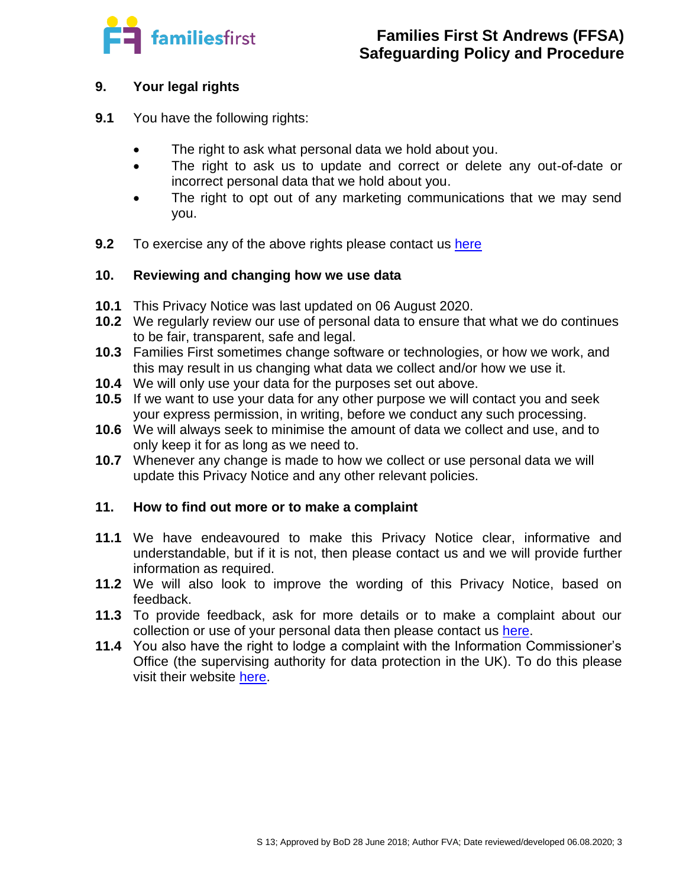## 9. Your legal rights

**9.1** You have the following rights:

- The right to ask what personal data we hold about you.
- The right to ask us to update and correct or delete any out-of-date or incorrect personal data that we hold about you.
- The right to opt out of any marketing communications that we may send you.

**9.2** To exercise any of the above rights please contact us here

## 10. Reviewing and changing how we use data

**10.1** This Privacy Notice was last updated on 06 August 2020.
**10.2** We regularly review our use of personal data to ensure that what we do continues to be fair, transparent, safe and legal.
**10.3** Families First sometimes change software or technologies, or how we work, and this may result in us changing what data we collect and/or how we use it.
**10.4** We will only use your data for the purposes set out above.
**10.5** If we want to use your data for any other purpose we will contact you and seek your express permission, in writing, before we conduct any such processing.
**10.6** We will always seek to minimise the amount of data we collect and use, and to only keep it for as long as we need to.
**10.7** Whenever any change is made to how we collect or use personal data we will update this Privacy Notice and any other relevant policies.

## 11. How to find out more or to make a complaint

**11.1** We have endeavoured to make this Privacy Notice clear, informative and understandable, but if it is not, then please contact us and we will provide further information as required.
**11.2** We will also look to improve the wording of this Privacy Notice, based on feedback.
**11.3** To provide feedback, ask for more details or to make a complaint about our collection or use of your personal data then please contact us here.
**11.4** You also have the right to lodge a complaint with the Information Commissioner's Office (the supervising authority for data protection in the UK). To do this please visit their website here.